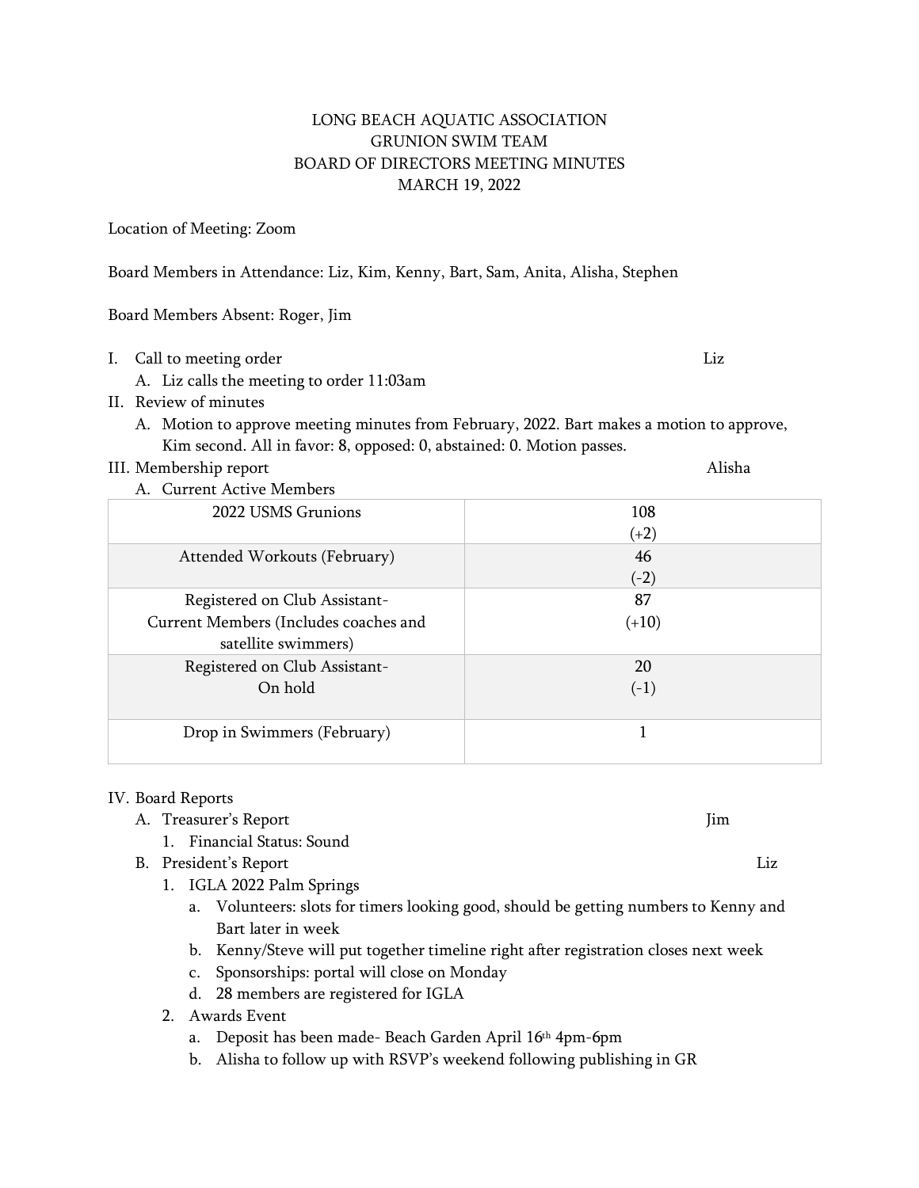# LONG BEACH AQUATIC ASSOCIATION
# GRUNION SWIM TEAM
# BOARD OF DIRECTORS MEETING MINUTES
# MARCH 19, 2022

Location of Meeting: Zoom

Board Members in Attendance: Liz, Kim, Kenny, Bart, Sam, Anita, Alisha, Stephen

Board Members Absent: Roger, Jim

I. Call to meeting order — Liz
   A. Liz calls the meeting to order 11:03am

II. Review of minutes
   A. Motion to approve meeting minutes from February, 2022. Bart makes a motion to approve, Kim second. All in favor: 8, opposed: 0, abstained: 0. Motion passes.

III. Membership report — Alisha
   A. Current Active Members

| | |
|---|---|
| 2022 USMS Grunions | 108 (+2) |
| Attended Workouts (February) | 46 (-2) |
| Registered on Club Assistant- Current Members (Includes coaches and satellite swimmers) | 87 (+10) |
| Registered on Club Assistant- On hold | 20 (-1) |
| Drop in Swimmers (February) | 1 |

IV. Board Reports
   A. Treasurer's Report — Jim
      1. Financial Status: Sound
   B. President's Report — Liz
      1. IGLA 2022 Palm Springs
         a. Volunteers: slots for timers looking good, should be getting numbers to Kenny and Bart later in week
         b. Kenny/Steve will put together timeline right after registration closes next week
         c. Sponsorships: portal will close on Monday
         d. 28 members are registered for IGLA
      2. Awards Event
         a. Deposit has been made- Beach Garden April 16th 4pm-6pm
         b. Alisha to follow up with RSVP's weekend following publishing in GR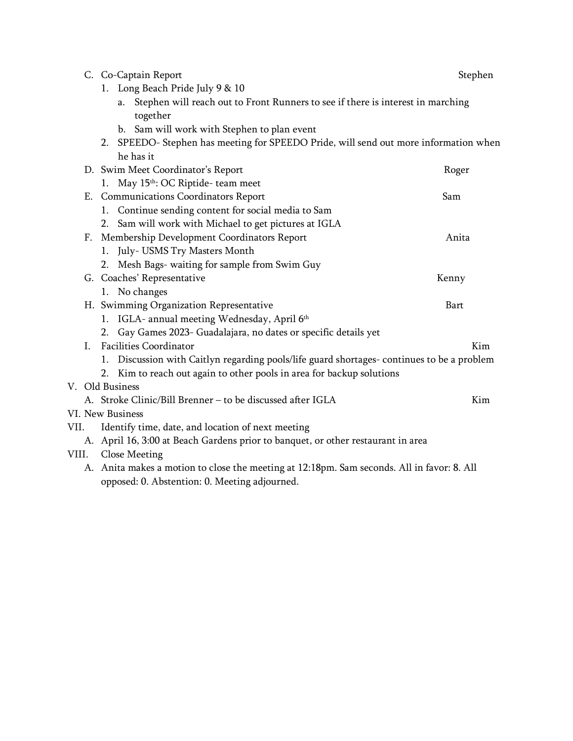C. Co-Captain Report — Stephen

1. Long Beach Pride July 9 & 10
   a. Stephen will reach out to Front Runners to see if there is interest in marching together
   b. Sam will work with Stephen to plan event
2. SPEEDO- Stephen has meeting for SPEEDO Pride, will send out more information when he has it

D. Swim Meet Coordinator's Report — Roger

1. May 15th: OC Riptide- team meet

E. Communications Coordinators Report — Sam

1. Continue sending content for social media to Sam
2. Sam will work with Michael to get pictures at IGLA

F. Membership Development Coordinators Report — Anita

1. July- USMS Try Masters Month
2. Mesh Bags- waiting for sample from Swim Guy

G. Coaches' Representative — Kenny

1. No changes

H. Swimming Organization Representative — Bart

1. IGLA- annual meeting Wednesday, April 6th
2. Gay Games 2023- Guadalajara, no dates or specific details yet

I. Facilities Coordinator — Kim

1. Discussion with Caitlyn regarding pools/life guard shortages- continues to be a problem
2. Kim to reach out again to other pools in area for backup solutions

V. Old Business

A. Stroke Clinic/Bill Brenner – to be discussed after IGLA — Kim

VI. New Business

VII. Identify time, date, and location of next meeting

A. April 16, 3:00 at Beach Gardens prior to banquet, or other restaurant in area

VIII. Close Meeting

A. Anita makes a motion to close the meeting at 12:18pm. Sam seconds. All in favor: 8. All opposed: 0. Abstention: 0. Meeting adjourned.